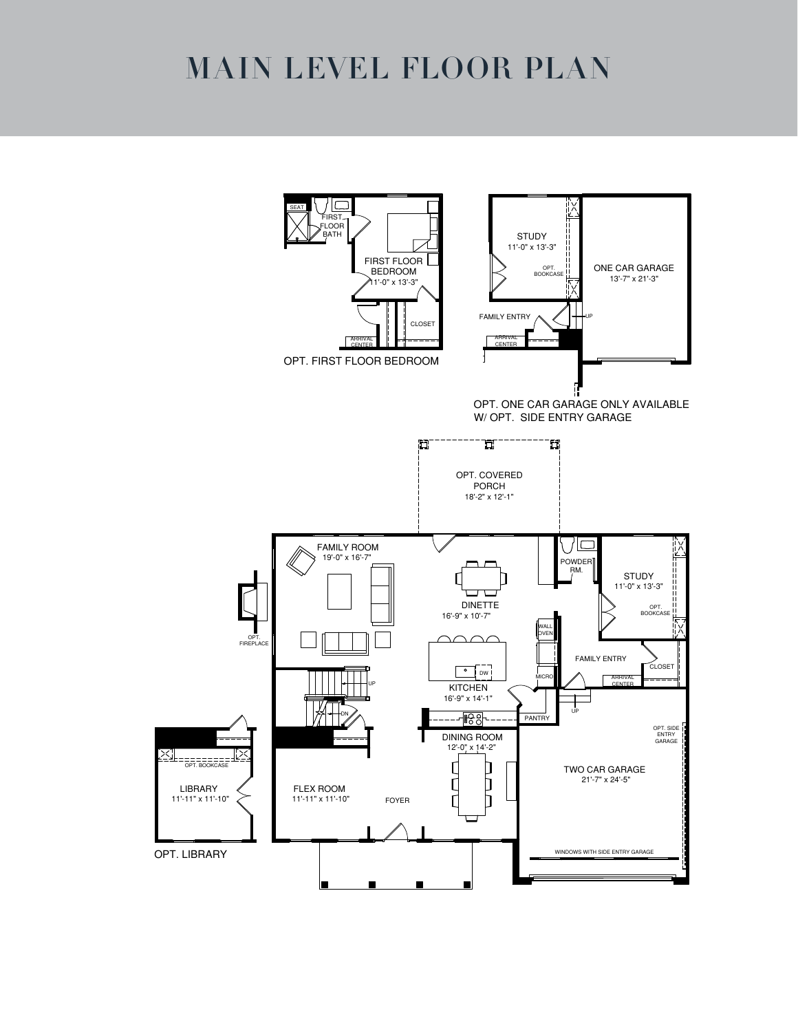# MAIN LEVEL FLOOR PLAN

SEAT

FIRST FLOOR BATH

FIRST FLOOR BEDROOM
11'-0" x 13'-3"

CLOSET

ARRIVAL CENTER

OPT. FIRST FLOOR BEDROOM

STUDY
11'-0" x 13'-3"

OPT. BOOKCASE

ONE CAR GARAGE
13'-7" x 21'-3"

FAMILY ENTRY

UP

ARRIVAL CENTER

OPT. ONE CAR GARAGE ONLY AVAILABLE W/ OPT. SIDE ENTRY GARAGE

OPT. COVERED PORCH
18'-2" x 12'-1"

FAMILY ROOM
19'-0" x 16'-7"

OPT. FIREPLACE

DINETTE
16'-9" x 10'-7"

POWDER RM.

STUDY
11'-0" x 13'-3"

OPT. BOOKCASE

WALL OVEN

MICRO

DW

KITCHEN
16'-9" x 14'-1"

FAMILY ENTRY

CLOSET

ARRIVAL CENTER

UP

DN

PANTRY

UP

DINING ROOM
12'-0" x 14'-2"

OPT. SIDE ENTRY GARAGE

TWO CAR GARAGE
21'-7" x 24'-5"

OPT. BOOKCASE

LIBRARY
11'-11" x 11'-10"

OPT. LIBRARY

FLEX ROOM
11'-11" x 11'-10"

FOYER

WINDOWS WITH SIDE ENTRY GARAGE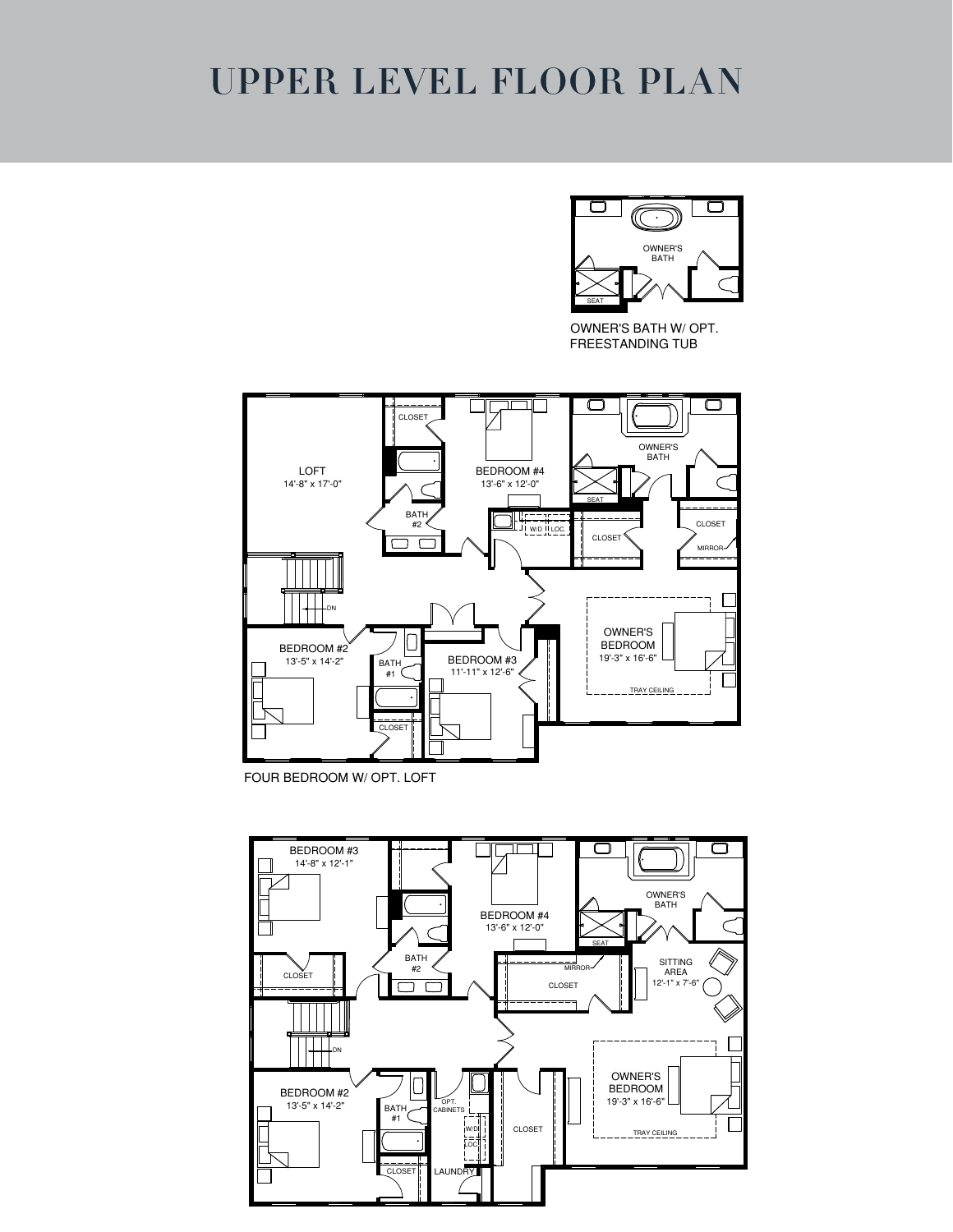# UPPER LEVEL FLOOR PLAN

OWNER'S BATH

SEAT

OWNER'S BATH W/ OPT. FREESTANDING TUB

LOFT
14'-8" x 17'-0"

CLOSET

BEDROOM #4
13'-6" x 12'-0"

OWNER'S BATH

SEAT

BATH #2

W/D

LOC.

CLOSET

CLOSET

MIRROR

DN

BEDROOM #2
13'-5" x 14'-2"

BATH #1

BEDROOM #3
11'-11" x 12'-6"

OWNER'S BEDROOM
19'-3" x 16'-6"

TRAY CEILING

CLOSET

FOUR BEDROOM W/ OPT. LOFT

BEDROOM #3
14'-8" x 12'-1"

BEDROOM #4
13'-6" x 12'-0"

OWNER'S BATH

SEAT

CLOSET

BATH #2

MIRROR

CLOSET

SITTING AREA
12'-1" x 7'-6"

DN

BEDROOM #2
13'-5" x 14'-2"

BATH #1

OPT. CABINETS

W/D

LOC.

CLOSET

CLOSET

LAUNDRY

OWNER'S BEDROOM
19'-3" x 16'-6"

TRAY CEILING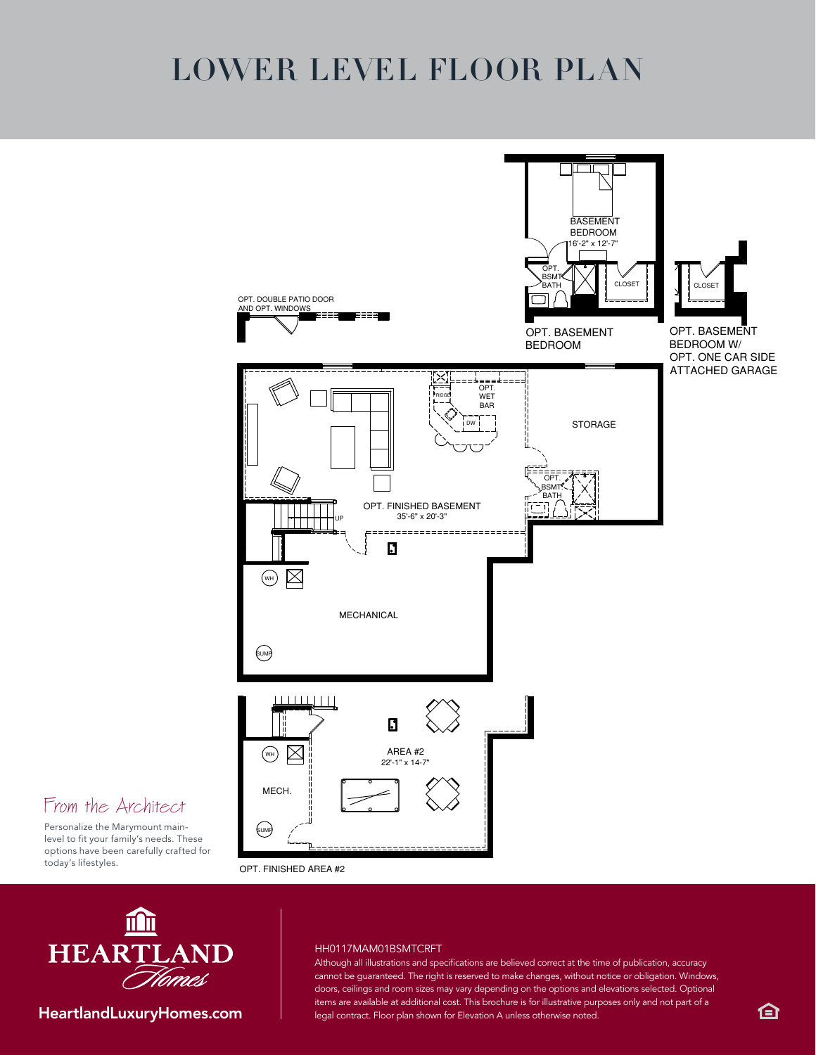# LOWER LEVEL FLOOR PLAN

OPT. DOUBLE PATIO DOOR AND OPT. WINDOWS

BASEMENT BEDROOM
16'-2" x 12'-7"

OPT. BSMT. BATH

CLOSET

OPT. BASEMENT BEDROOM

CLOSET

OPT. BASEMENT BEDROOM W/ OPT. ONE CAR SIDE ATTACHED GARAGE

FRIDGE

OPT. WET BAR

DW

STORAGE

OPT. BSMT. BATH

OPT. FINISHED BASEMENT
35'-6" x 20'-3"

UP

WH

MECHANICAL

SUMP

WH

AREA #2
22'-1" x 14-7"

MECH.

SUMP

OPT. FINISHED AREA #2

## From the Architect

Personalize the Marymount main-level to fit your family's needs. These options have been carefully crafted for today's lifestyles.

HEARTLAND Homes

HeartlandLuxuryHomes.com

HH0117MAM01BSMTCRFT

Although all illustrations and specifications are believed correct at the time of publication, accuracy cannot be guaranteed. The right is reserved to make changes, without notice or obligation. Windows, doors, ceilings and room sizes may vary depending on the options and elevations selected. Optional items are available at additional cost. This brochure is for illustrative purposes only and not part of a legal contract. Floor plan shown for Elevation A unless otherwise noted.